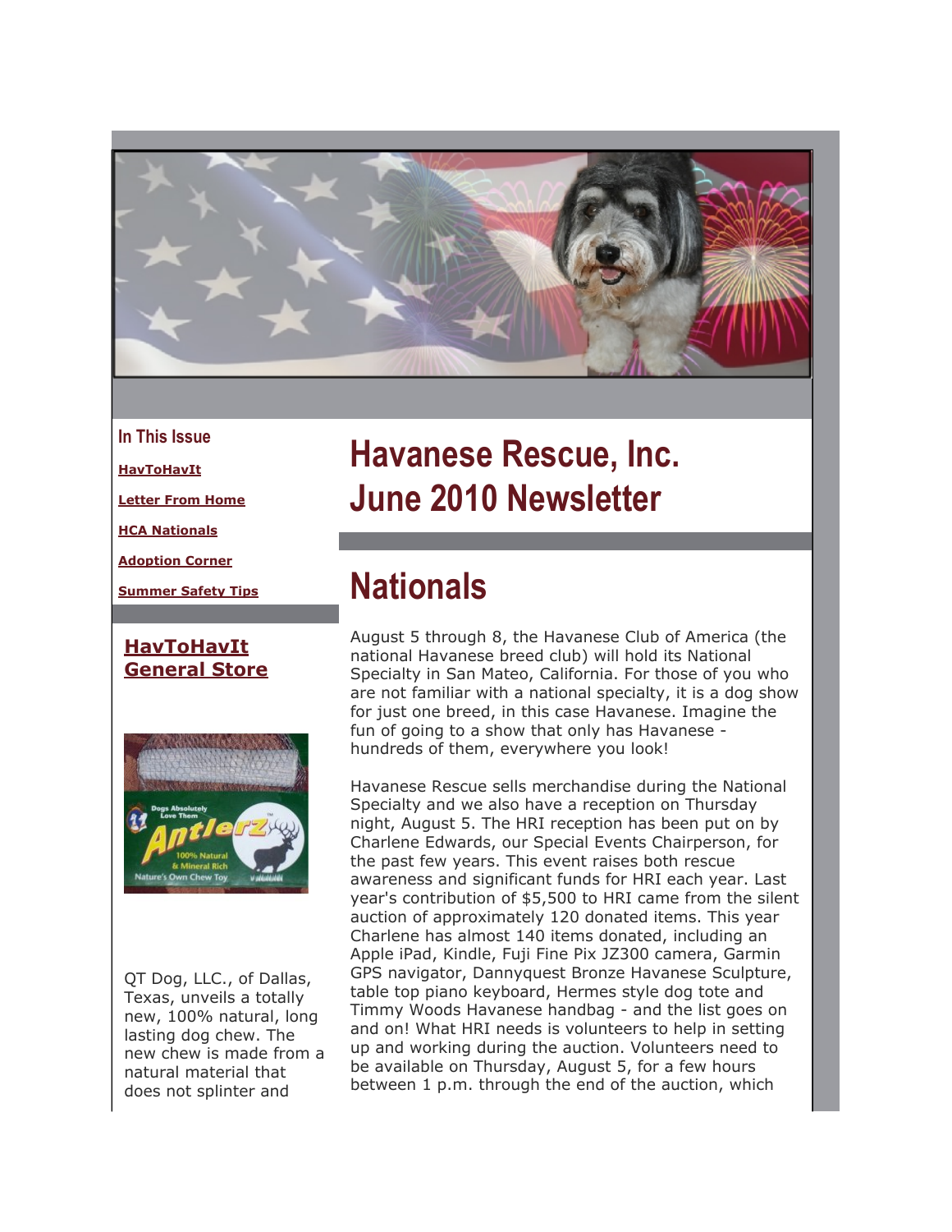# Havanese Rescue, Inc. June 2010 Newsletter

## In This Issue

- HavToHavIt
- Letter From Home
- HCA Nationals
- Adoption Corner
- Summer Safety Tips

## HavToHavIt General Store

QT Dog, LLC., of Dallas, Texas, unveils a totally new, 100% natural, long lasting dog chew. The new chew is made from a natural material that does not splinter and

# Nationals

August 5 through 8, the Havanese Club of America (the national Havanese breed club) will hold its National Specialty in San Mateo, California. For those of you who are not familiar with a national specialty, it is a dog show for just one breed, in this case Havanese. Imagine the fun of going to a show that only has Havanese - hundreds of them, everywhere you look!

Havanese Rescue sells merchandise during the National Specialty and we also have a reception on Thursday night, August 5. The HRI reception has been put on by Charlene Edwards, our Special Events Chairperson, for the past few years. This event raises both rescue awareness and significant funds for HRI each year. Last year's contribution of $5,500 to HRI came from the silent auction of approximately 120 donated items. This year Charlene has almost 140 items donated, including an Apple iPad, Kindle, Fuji Fine Pix JZ300 camera, Garmin GPS navigator, Dannyquest Bronze Havanese Sculpture, table top piano keyboard, Hermes style dog tote and Timmy Woods Havanese handbag - and the list goes on and on! What HRI needs is volunteers to help in setting up and working during the auction. Volunteers need to be available on Thursday, August 5, for a few hours between 1 p.m. through the end of the auction, which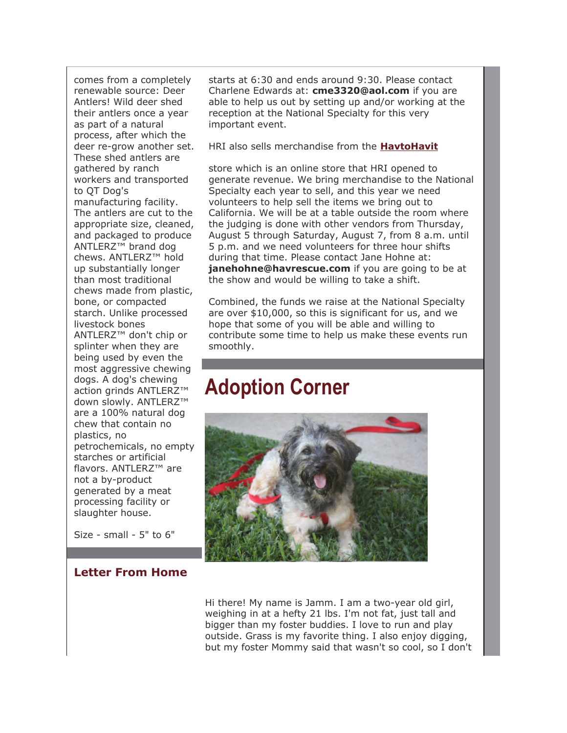comes from a completely renewable source: Deer Antlers! Wild deer shed their antlers once a year as part of a natural process, after which the deer re-grow another set. These shed antlers are gathered by ranch workers and transported to QT Dog's manufacturing facility. The antlers are cut to the appropriate size, cleaned, and packaged to produce ANTLERZ™ brand dog chews. ANTLERZ™ hold up substantially longer than most traditional chews made from plastic, bone, or compacted starch. Unlike processed livestock bones ANTLERZ™ don't chip or splinter when they are being used by even the most aggressive chewing dogs. A dog's chewing action grinds ANTLERZ™ down slowly. ANTLERZ™ are a 100% natural dog chew that contain no plastics, no petrochemicals, no empty starches or artificial flavors. ANTLERZ™ are not a by-product generated by a meat processing facility or slaughter house.

Size - small - 5" to 6"

### Letter From Home

starts at 6:30 and ends around 9:30. Please contact Charlene Edwards at: **cme3320@aol.com** if you are able to help us out by setting up and/or working at the reception at the National Specialty for this very important event.

HRI also sells merchandise from the **HavtoHavit**

store which is an online store that HRI opened to generate revenue. We bring merchandise to the National Specialty each year to sell, and this year we need volunteers to help sell the items we bring out to California. We will be at a table outside the room where the judging is done with other vendors from Thursday, August 5 through Saturday, August 7, from 8 a.m. until 5 p.m. and we need volunteers for three hour shifts during that time. Please contact Jane Hohne at: **janehohne@havrescue.com** if you are going to be at the show and would be willing to take a shift.

Combined, the funds we raise at the National Specialty are over $10,000, so this is significant for us, and we hope that some of you will be able and willing to contribute some time to help us make these events run smoothly.

## Adoption Corner

Hi there! My name is Jamm. I am a two-year old girl, weighing in at a hefty 21 lbs. I'm not fat, just tall and bigger than my foster buddies. I love to run and play outside. Grass is my favorite thing. I also enjoy digging, but my foster Mommy said that wasn't so cool, so I don't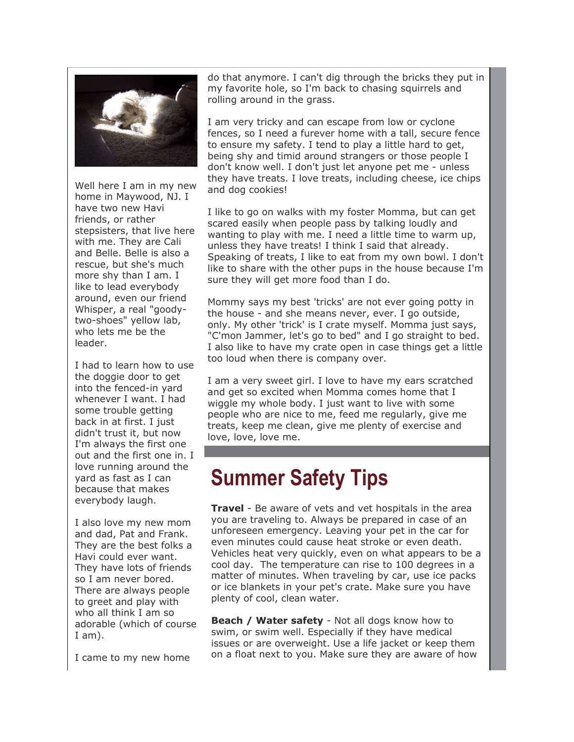Well here I am in my new home in Maywood, NJ. I have two new Havi friends, or rather stepsisters, that live here with me. They are Cali and Belle. Belle is also a rescue, but she's much more shy than I am. I like to lead everybody around, even our friend Whisper, a real "goody-two-shoes" yellow lab, who lets me be the leader.

I had to learn how to use the doggie door to get into the fenced-in yard whenever I want. I had some trouble getting back in at first. I just didn't trust it, but now I'm always the first one out and the first one in. I love running around the yard as fast as I can because that makes everybody laugh.

I also love my new mom and dad, Pat and Frank. They are the best folks a Havi could ever want. They have lots of friends so I am never bored. There are always people to greet and play with who all think I am so adorable (which of course I am).

I came to my new home

do that anymore. I can't dig through the bricks they put in my favorite hole, so I'm back to chasing squirrels and rolling around in the grass.

I am very tricky and can escape from low or cyclone fences, so I need a furever home with a tall, secure fence to ensure my safety. I tend to play a little hard to get, being shy and timid around strangers or those people I don't know well. I don't just let anyone pet me - unless they have treats. I love treats, including cheese, ice chips and dog cookies!

I like to go on walks with my foster Momma, but can get scared easily when people pass by talking loudly and wanting to play with me. I need a little time to warm up, unless they have treats! I think I said that already. Speaking of treats, I like to eat from my own bowl. I don't like to share with the other pups in the house because I'm sure they will get more food than I do.

Mommy says my best 'tricks' are not ever going potty in the house - and she means never, ever. I go outside, only. My other 'trick' is I crate myself. Momma just says, "C'mon Jammer, let's go to bed" and I go straight to bed. I also like to have my crate open in case things get a little too loud when there is company over.

I am a very sweet girl. I love to have my ears scratched and get so excited when Momma comes home that I wiggle my whole body. I just want to live with some people who are nice to me, feed me regularly, give me treats, keep me clean, give me plenty of exercise and love, love, love me.

# Summer Safety Tips

**Travel** - Be aware of vets and vet hospitals in the area you are traveling to. Always be prepared in case of an unforeseen emergency. Leaving your pet in the car for even minutes could cause heat stroke or even death. Vehicles heat very quickly, even on what appears to be a cool day. The temperature can rise to 100 degrees in a matter of minutes. When traveling by car, use ice packs or ice blankets in your pet's crate. Make sure you have plenty of cool, clean water.

**Beach / Water safety** - Not all dogs know how to swim, or swim well. Especially if they have medical issues or are overweight. Use a life jacket or keep them on a float next to you. Make sure they are aware of how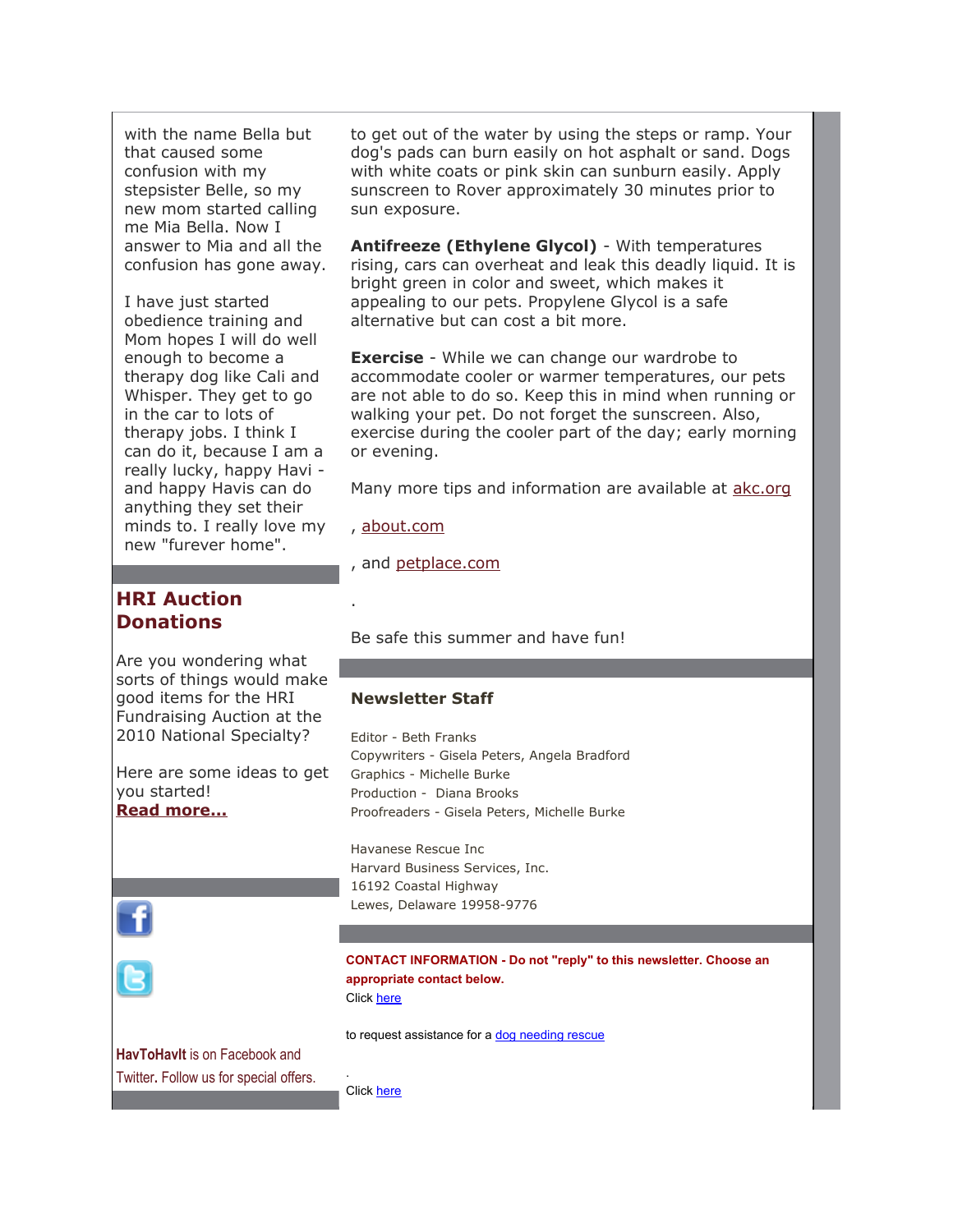with the name Bella but that caused some confusion with my stepsister Belle, so my new mom started calling me Mia Bella. Now I answer to Mia and all the confusion has gone away.

I have just started obedience training and Mom hopes I will do well enough to become a therapy dog like Cali and Whisper. They get to go in the car to lots of therapy jobs. I think I can do it, because I am a really lucky, happy Havi - and happy Havis can do anything they set their minds to. I really love my new "furever home".

## HRI Auction Donations

Are you wondering what sorts of things would make good items for the HRI Fundraising Auction at the 2010 National Specialty?

Here are some ideas to get you started!
**Read more...**

**HavToHavIt** is on Facebook and Twitter. Follow us for special offers.

to get out of the water by using the steps or ramp. Your dog's pads can burn easily on hot asphalt or sand. Dogs with white coats or pink skin can sunburn easily. Apply sunscreen to Rover approximately 30 minutes prior to sun exposure.

**Antifreeze (Ethylene Glycol)** - With temperatures rising, cars can overheat and leak this deadly liquid. It is bright green in color and sweet, which makes it appealing to our pets. Propylene Glycol is a safe alternative but can cost a bit more.

**Exercise** - While we can change our wardrobe to accommodate cooler or warmer temperatures, our pets are not able to do so. Keep this in mind when running or walking your pet. Do not forget the sunscreen. Also, exercise during the cooler part of the day; early morning or evening.

Many more tips and information are available at akc.org

, about.com

, and petplace.com

.

Be safe this summer and have fun!

### Newsletter Staff

Editor - Beth Franks
Copywriters - Gisela Peters, Angela Bradford
Graphics - Michelle Burke
Production - Diana Brooks
Proofreaders - Gisela Peters, Michelle Burke

Havanese Rescue Inc
Harvard Business Services, Inc.
16192 Coastal Highway
Lewes, Delaware 19958-9776

**CONTACT INFORMATION - Do not "reply" to this newsletter. Choose an appropriate contact below.**

Click here

to request assistance for a dog needing rescue

.

Click here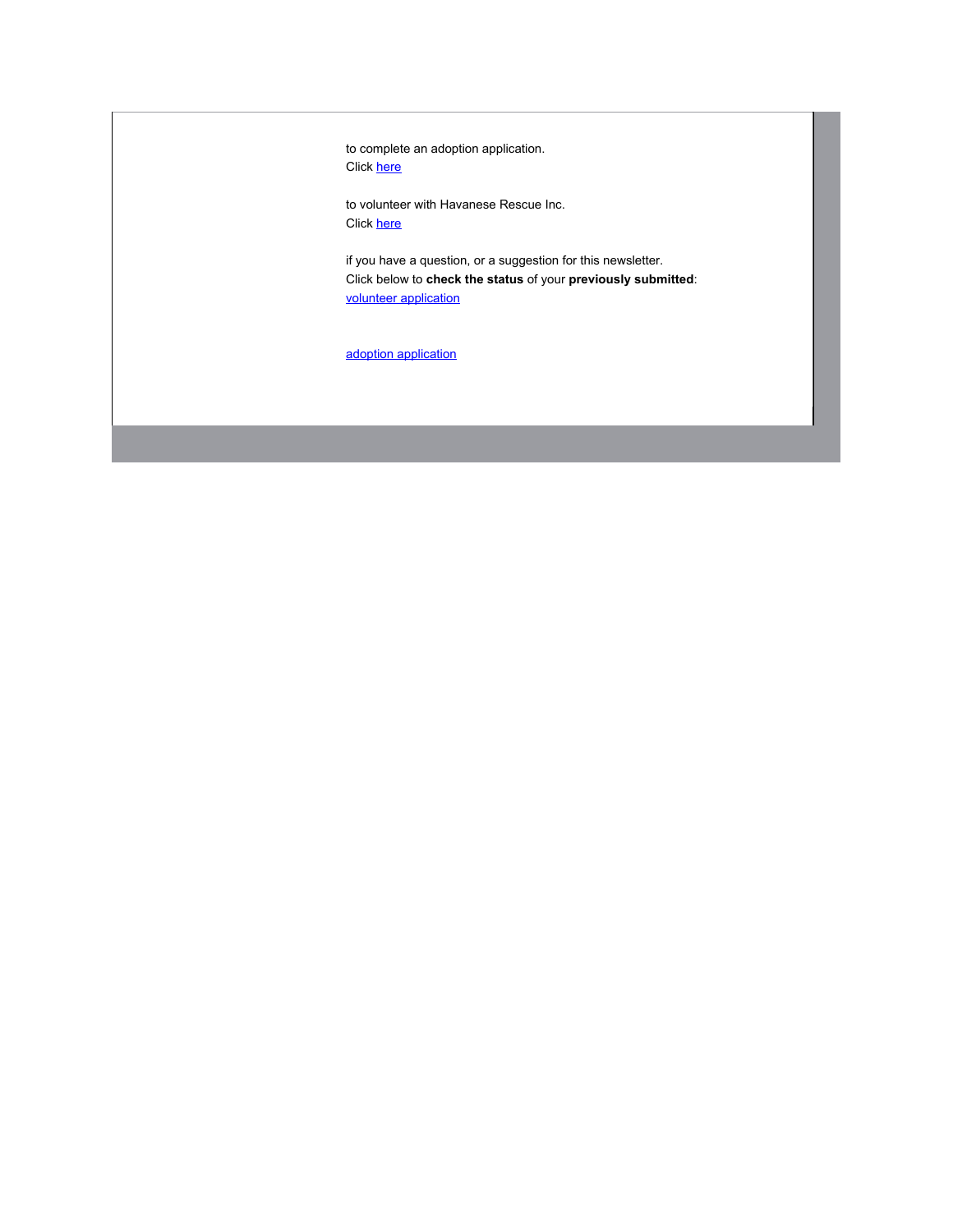to complete an adoption application.
Click here

to volunteer with Havanese Rescue Inc.
Click here

if you have a question, or a suggestion for this newsletter.
Click below to **check the status** of your **previously submitted**:
volunteer application

adoption application